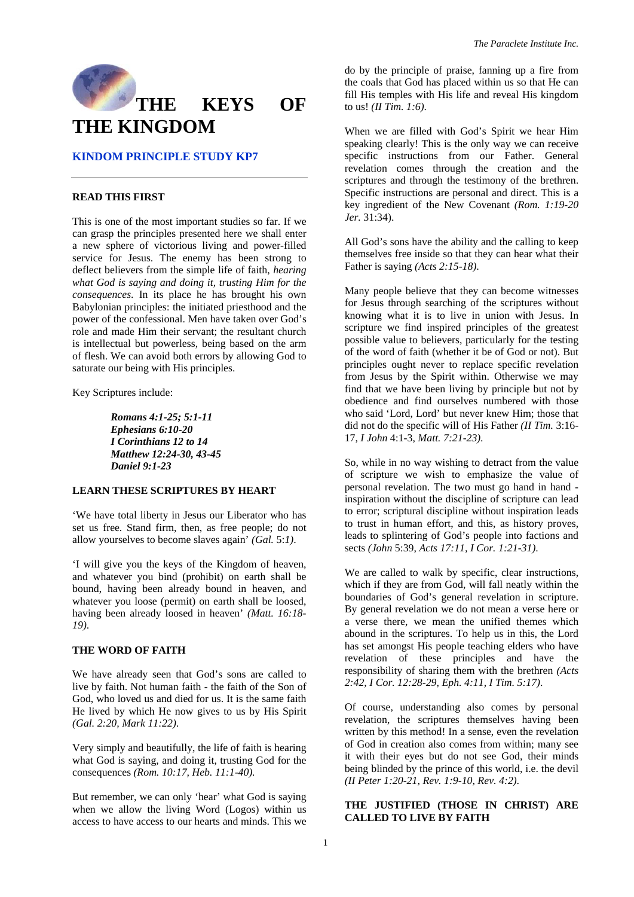# THE KEYS OF THE KINGDOM

## KINDOM PRINCIPLE STUDY KP7

### READ THIS FIRST

This is one of the most important studies so far. If we can grasp the principles presented here we shall enter a new sphere of victorious living and power-filled service for Jesus. The enemy has been strong to deflect believers from the simple life of faith, *hearing what God is saying and doing it, trusting Him for the consequences*. In its place he has brought his own Babylonian principles: the initiated priesthood and the power of the confessional. Men have taken over God's role and made Him their servant; the resultant church is intellectual but powerless, being based on the arm of flesh. We can avoid both errors by allowing God to saturate our being with His principles.

Key Scriptures include:

> ***Romans 4:1-25; 5:1-11***
> ***Ephesians 6:10-20***
> ***I Corinthians 12 to 14***
> ***Matthew 12:24-30, 43-45***
> ***Daniel 9:1-23***

### LEARN THESE SCRIPTURES BY HEART

'We have total liberty in Jesus our Liberator who has set us free. Stand firm, then, as free people; do not allow yourselves to become slaves again' *(Gal.* 5:*1)*.

'I will give you the keys of the Kingdom of heaven, and whatever you bind (prohibit) on earth shall be bound, having been already bound in heaven, and whatever you loose (permit) on earth shall be loosed, having been already loosed in heaven' *(Matt. 16:18-19)*.

### THE WORD OF FAITH

We have already seen that God's sons are called to live by faith. Not human faith - the faith of the Son of God, who loved us and died for us. It is the same faith He lived by which He now gives to us by His Spirit *(Gal. 2:20, Mark 11:22)*.

Very simply and beautifully, the life of faith is hearing what God is saying, and doing it, trusting God for the consequences *(Rom. 10:17, Heb. 11:1-40).*

But remember, we can only 'hear' what God is saying when we allow the living Word (Logos) within us access to have access to our hearts and minds. This we do by the principle of praise, fanning up a fire from the coals that God has placed within us so that He can fill His temples with His life and reveal His kingdom to us! *(II Tim. 1:6)*.

When we are filled with God's Spirit we hear Him speaking clearly! This is the only way we can receive specific instructions from our Father. General revelation comes through the creation and the scriptures and through the testimony of the brethren. Specific instructions are personal and direct. This is a key ingredient of the New Covenant *(Rom. 1:19-20 Jer.* 31:34).

All God's sons have the ability and the calling to keep themselves free inside so that they can hear what their Father is saying *(Acts 2:15-18)*.

Many people believe that they can become witnesses for Jesus through searching of the scriptures without knowing what it is to live in union with Jesus. In scripture we find inspired principles of the greatest possible value to believers, particularly for the testing of the word of faith (whether it be of God or not). But principles ought never to replace specific revelation from Jesus by the Spirit within. Otherwise we may find that we have been living by principle but not by obedience and find ourselves numbered with those who said 'Lord, Lord' but never knew Him; those that did not do the specific will of His Father *(II Tim.* 3:16-17, *I John* 4:1-3, *Matt. 7:21-23)*.

So, while in no way wishing to detract from the value of scripture we wish to emphasize the value of personal revelation. The two must go hand in hand - inspiration without the discipline of scripture can lead to error; scriptural discipline without inspiration leads to trust in human effort, and this, as history proves, leads to splintering of God's people into factions and sects *(John* 5:39, *Acts 17:11, I Cor. 1:21-31)*.

We are called to walk by specific, clear instructions, which if they are from God, will fall neatly within the boundaries of God's general revelation in scripture. By general revelation we do not mean a verse here or a verse there, we mean the unified themes which abound in the scriptures. To help us in this, the Lord has set amongst His people teaching elders who have revelation of these principles and have the responsibility of sharing them with the brethren *(Acts 2:42, I Cor. 12:28-29, Eph. 4:11, I Tim. 5:17)*.

Of course, understanding also comes by personal revelation, the scriptures themselves having been written by this method! In a sense, even the revelation of God in creation also comes from within; many see it with their eyes but do not see God, their minds being blinded by the prince of this world, i.e. the devil *(II Peter 1:20-21, Rev. 1:9-10, Rev. 4:2)*.

### THE JUSTIFIED (THOSE IN CHRIST) ARE CALLED TO LIVE BY FAITH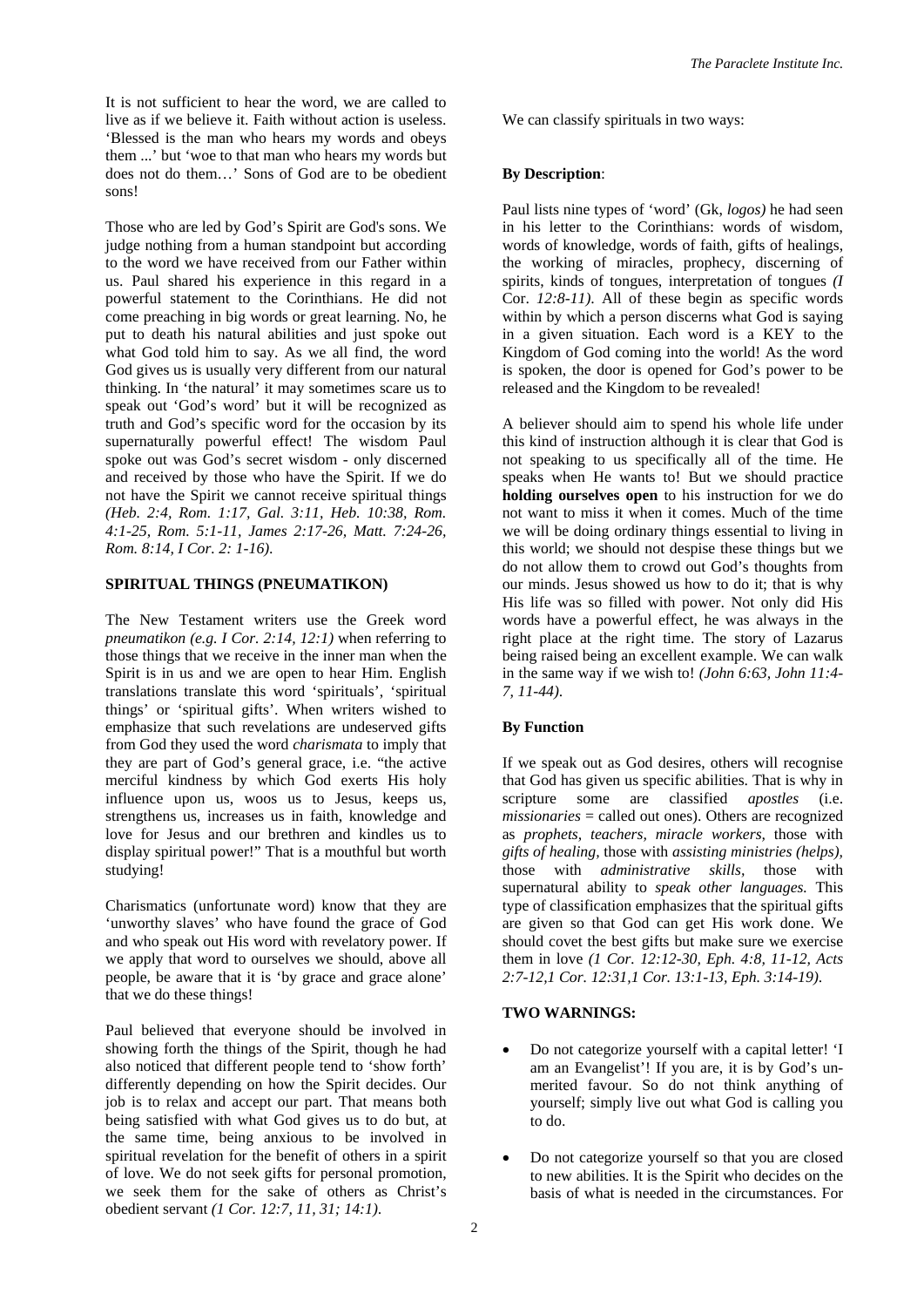It is not sufficient to hear the word, we are called to live as if we believe it. Faith without action is useless. 'Blessed is the man who hears my words and obeys them ...' but 'woe to that man who hears my words but does not do them…' Sons of God are to be obedient sons!

Those who are led by God's Spirit are God's sons. We judge nothing from a human standpoint but according to the word we have received from our Father within us. Paul shared his experience in this regard in a powerful statement to the Corinthians. He did not come preaching in big words or great learning. No, he put to death his natural abilities and just spoke out what God told him to say. As we all find, the word God gives us is usually very different from our natural thinking. In 'the natural' it may sometimes scare us to speak out 'God's word' but it will be recognized as truth and God's specific word for the occasion by its supernaturally powerful effect! The wisdom Paul spoke out was God's secret wisdom - only discerned and received by those who have the Spirit. If we do not have the Spirit we cannot receive spiritual things *(Heb. 2:4, Rom. 1:17, Gal. 3:11, Heb. 10:38, Rom. 4:1-25, Rom. 5:1-11, James 2:17-26, Matt. 7:24-26, Rom. 8:14, I Cor. 2: 1-16).*

## SPIRITUAL THINGS (PNEUMATIKON)

The New Testament writers use the Greek word *pneumatikon (e.g. I Cor. 2:14, 12:1)* when referring to those things that we receive in the inner man when the Spirit is in us and we are open to hear Him. English translations translate this word 'spirituals', 'spiritual things' or 'spiritual gifts'. When writers wished to emphasize that such revelations are undeserved gifts from God they used the word *charismata* to imply that they are part of God's general grace, i.e. "the active merciful kindness by which God exerts His holy influence upon us, woos us to Jesus, keeps us, strengthens us, increases us in faith, knowledge and love for Jesus and our brethren and kindles us to display spiritual power!" That is a mouthful but worth studying!

Charismatics (unfortunate word) know that they are 'unworthy slaves' who have found the grace of God and who speak out His word with revelatory power. If we apply that word to ourselves we should, above all people, be aware that it is 'by grace and grace alone' that we do these things!

Paul believed that everyone should be involved in showing forth the things of the Spirit, though he had also noticed that different people tend to 'show forth' differently depending on how the Spirit decides. Our job is to relax and accept our part. That means both being satisfied with what God gives us to do but, at the same time, being anxious to be involved in spiritual revelation for the benefit of others in a spirit of love. We do not seek gifts for personal promotion, we seek them for the sake of others as Christ's obedient servant *(1 Cor. 12:7, 11, 31; 14:1).*

We can classify spirituals in two ways:

**By Description**:

Paul lists nine types of 'word' (Gk, *logos)* he had seen in his letter to the Corinthians: words of wisdom, words of knowledge, words of faith, gifts of healings, the working of miracles, prophecy, discerning of spirits, kinds of tongues, interpretation of tongues *(I* Cor. *12:8-11).* All of these begin as specific words within by which a person discerns what God is saying in a given situation. Each word is a KEY to the Kingdom of God coming into the world! As the word is spoken, the door is opened for God's power to be released and the Kingdom to be revealed!

A believer should aim to spend his whole life under this kind of instruction although it is clear that God is not speaking to us specifically all of the time. He speaks when He wants to! But we should practice **holding ourselves open** to his instruction for we do not want to miss it when it comes. Much of the time we will be doing ordinary things essential to living in this world; we should not despise these things but we do not allow them to crowd out God's thoughts from our minds. Jesus showed us how to do it; that is why His life was so filled with power. Not only did His words have a powerful effect, he was always in the right place at the right time. The story of Lazarus being raised being an excellent example. We can walk in the same way if we wish to! *(John 6:63, John 11:4-7, 11-44).*

**By Function**

If we speak out as God desires, others will recognise that God has given us specific abilities. That is why in scripture some are classified *apostles* (i.e. *missionaries* = called out ones). Others are recognized as *prophets, teachers, miracle workers,* those with *gifts of healing,* those with *assisting ministries (helps),* those with *administrative skills,* those with supernatural ability to *speak other languages.* This type of classification emphasizes that the spiritual gifts are given so that God can get His work done. We should covet the best gifts but make sure we exercise them in love *(1 Cor. 12:12-30, Eph. 4:8, 11-12, Acts 2:7-12,1 Cor. 12:31,1 Cor. 13:1-13, Eph. 3:14-19).*

## TWO WARNINGS:

- Do not categorize yourself with a capital letter! 'I am an Evangelist'! If you are, it is by God's un-merited favour. So do not think anything of yourself; simply live out what God is calling you to do.

- Do not categorize yourself so that you are closed to new abilities. It is the Spirit who decides on the basis of what is needed in the circumstances. For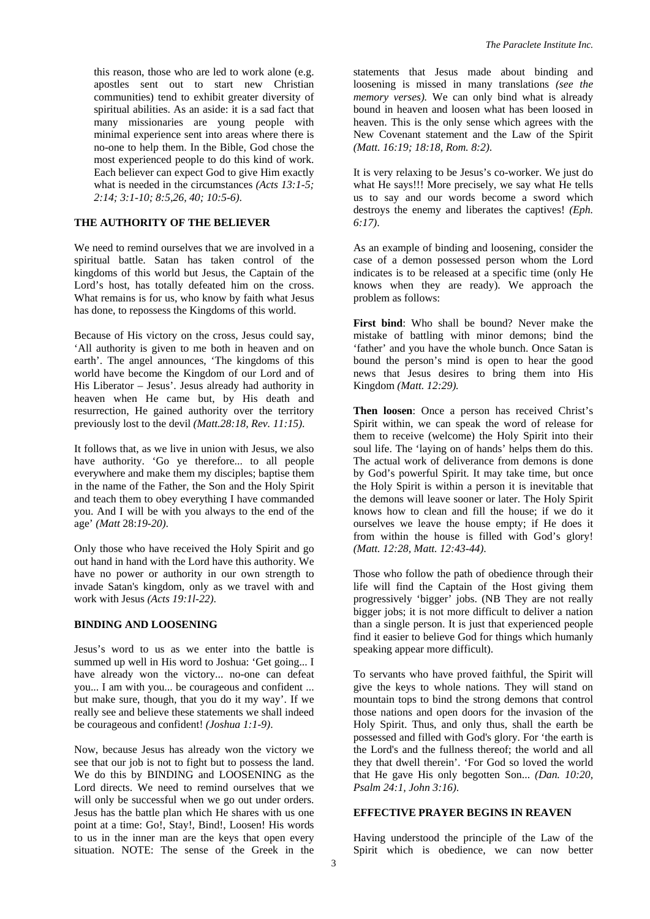this reason, those who are led to work alone (e.g. apostles sent out to start new Christian communities) tend to exhibit greater diversity of spiritual abilities. As an aside: it is a sad fact that many missionaries are young people with minimal experience sent into areas where there is no-one to help them. In the Bible, God chose the most experienced people to do this kind of work. Each believer can expect God to give Him exactly what is needed in the circumstances *(Acts 13:1-5; 2:14; 3:1-10; 8:5,26, 40; 10:5-6)*.

**THE AUTHORITY OF THE BELIEVER**

We need to remind ourselves that we are involved in a spiritual battle. Satan has taken control of the kingdoms of this world but Jesus, the Captain of the Lord's host, has totally defeated him on the cross. What remains is for us, who know by faith what Jesus has done, to repossess the Kingdoms of this world.

Because of His victory on the cross, Jesus could say, 'All authority is given to me both in heaven and on earth'. The angel announces, 'The kingdoms of this world have become the Kingdom of our Lord and of His Liberator – Jesus'. Jesus already had authority in heaven when He came but, by His death and resurrection, He gained authority over the territory previously lost to the devil *(Matt.28:18, Rev. 11:15)*.

It follows that, as we live in union with Jesus, we also have authority. 'Go ye therefore... to all people everywhere and make them my disciples; baptise them in the name of the Father, the Son and the Holy Spirit and teach them to obey everything I have commanded you. And I will be with you always to the end of the age' *(Matt* 28:*19-20)*.

Only those who have received the Holy Spirit and go out hand in hand with the Lord have this authority. We have no power or authority in our own strength to invade Satan's kingdom, only as we travel with and work with Jesus *(Acts 19:1l-22)*.

**BINDING AND LOOSENING**

Jesus's word to us as we enter into the battle is summed up well in His word to Joshua: 'Get going... I have already won the victory... no-one can defeat you... I am with you... be courageous and confident ... but make sure, though, that you do it my way'. If we really see and believe these statements we shall indeed be courageous and confident! *(Joshua 1:1-9)*.

Now, because Jesus has already won the victory we see that our job is not to fight but to possess the land. We do this by BINDING and LOOSENING as the Lord directs. We need to remind ourselves that we will only be successful when we go out under orders. Jesus has the battle plan which He shares with us one point at a time: Go!, Stay!, Bind!, Loosen! His words to us in the inner man are the keys that open every situation. NOTE: The sense of the Greek in the statements that Jesus made about binding and loosening is missed in many translations *(see the memory verses).* We can only bind what is already bound in heaven and loosen what has been loosed in heaven. This is the only sense which agrees with the New Covenant statement and the Law of the Spirit *(Matt. 16:19; 18:18, Rom. 8:2)*.

It is very relaxing to be Jesus's co-worker. We just do what He says!!! More precisely, we say what He tells us to say and our words become a sword which destroys the enemy and liberates the captives! *(Eph. 6:17)*.

As an example of binding and loosening, consider the case of a demon possessed person whom the Lord indicates is to be released at a specific time (only He knows when they are ready). We approach the problem as follows:

**First bind**: Who shall be bound? Never make the mistake of battling with minor demons; bind the 'father' and you have the whole bunch. Once Satan is bound the person's mind is open to hear the good news that Jesus desires to bring them into His Kingdom *(Matt. 12:29).*

**Then loosen**: Once a person has received Christ's Spirit within, we can speak the word of release for them to receive (welcome) the Holy Spirit into their soul life. The 'laying on of hands' helps them do this. The actual work of deliverance from demons is done by God's powerful Spirit. It may take time, but once the Holy Spirit is within a person it is inevitable that the demons will leave sooner or later. The Holy Spirit knows how to clean and fill the house; if we do it ourselves we leave the house empty; if He does it from within the house is filled with God's glory! *(Matt. 12:28, Matt. 12:43-44)*.

Those who follow the path of obedience through their life will find the Captain of the Host giving them progressively 'bigger' jobs. (NB They are not really bigger jobs; it is not more difficult to deliver a nation than a single person. It is just that experienced people find it easier to believe God for things which humanly speaking appear more difficult).

To servants who have proved faithful, the Spirit will give the keys to whole nations. They will stand on mountain tops to bind the strong demons that control those nations and open doors for the invasion of the Holy Spirit. Thus, and only thus, shall the earth be possessed and filled with God's glory. For 'the earth is the Lord's and the fullness thereof; the world and all they that dwell therein'. 'For God so loved the world that He gave His only begotten Son... *(Dan. 10:20, Psalm 24:1, John 3:16)*.

**EFFECTIVE PRAYER BEGINS IN REAVEN**

Having understood the principle of the Law of the Spirit which is obedience, we can now better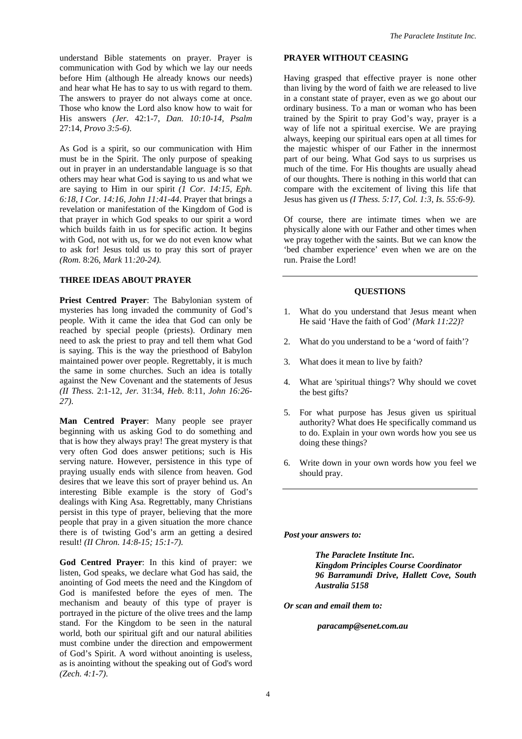understand Bible statements on prayer. Prayer is communication with God by which we lay our needs before Him (although He already knows our needs) and hear what He has to say to us with regard to them. The answers to prayer do not always come at once. Those who know the Lord also know how to wait for His answers *(Jer.* 42:1-7, *Dan. 10:10-14, Psalm* 27:14, *Provo 3:5-6)*.

As God is a spirit, so our communication with Him must be in the Spirit. The only purpose of speaking out in prayer in an understandable language is so that others may hear what God is saying to us and what we are saying to Him in our spirit *(1 Cor. 14:15, Eph. 6:18, I Cor. 14:16, John 11:41-44*. Prayer that brings a revelation or manifestation of the Kingdom of God is that prayer in which God speaks to our spirit a word which builds faith in us for specific action. It begins with God, not with us, for we do not even know what to ask for! Jesus told us to pray this sort of prayer *(Rom.* 8:26, *Mark* 11*:20-24)*.

### THREE IDEAS ABOUT PRAYER

**Priest Centred Prayer**: The Babylonian system of mysteries has long invaded the community of God's people. With it came the idea that God can only be reached by special people (priests). Ordinary men need to ask the priest to pray and tell them what God is saying. This is the way the priesthood of Babylon maintained power over people. Regrettably, it is much the same in some churches. Such an idea is totally against the New Covenant and the statements of Jesus *(II Thess.* 2:1-12, *Jer.* 31:34, *Heb.* 8:11, *John 16:26-27)*.

**Man Centred Prayer**: Many people see prayer beginning with us asking God to do something and that is how they always pray! The great mystery is that very often God does answer petitions; such is His serving nature. However, persistence in this type of praying usually ends with silence from heaven. God desires that we leave this sort of prayer behind us. An interesting Bible example is the story of God's dealings with King Asa. Regrettably, many Christians persist in this type of prayer, believing that the more people that pray in a given situation the more chance there is of twisting God's arm an getting a desired result! *(II Chron. 14:8-15; 15:1-7)*.

**God Centred Prayer**: In this kind of prayer: we listen, God speaks, we declare what God has said, the anointing of God meets the need and the Kingdom of God is manifested before the eyes of men. The mechanism and beauty of this type of prayer is portrayed in the picture of the olive trees and the lamp stand. For the Kingdom to be seen in the natural world, both our spiritual gift and our natural abilities must combine under the direction and empowerment of God's Spirit. A word without anointing is useless, as is anointing without the speaking out of God's word *(Zech. 4:1-7)*.

### PRAYER WITHOUT CEASING

Having grasped that effective prayer is none other than living by the word of faith we are released to live in a constant state of prayer, even as we go about our ordinary business. To a man or woman who has been trained by the Spirit to pray God's way, prayer is a way of life not a spiritual exercise. We are praying always, keeping our spiritual ears open at all times for the majestic whisper of our Father in the innermost part of our being. What God says to us surprises us much of the time. For His thoughts are usually ahead of our thoughts. There is nothing in this world that can compare with the excitement of living this life that Jesus has given us *(I Thess. 5:17, Col. 1:3, Is. 55:6-9)*.

Of course, there are intimate times when we are physically alone with our Father and other times when we pray together with the saints. But we can know the 'bed chamber experience' even when we are on the run. Praise the Lord!

---

### QUESTIONS

1. What do you understand that Jesus meant when He said 'Have the faith of God' *(Mark 11:22)*?
2. What do you understand to be a 'word of faith'?
3. What does it mean to live by faith?
4. What are 'spiritual things'? Why should we covet the best gifts?
5. For what purpose has Jesus given us spiritual authority? What does He specifically command us to do. Explain in your own words how you see us doing these things?
6. Write down in your own words how you feel we should pray.

---

***Post your answers to:***

> ***The Paraclete Institute Inc.***
> ***Kingdom Principles Course Coordinator***
> ***96 Barramundi Drive, Hallett Cove, South Australia 5158***

***Or scan and email them to:***

> ***paracamp@senet.com.au***